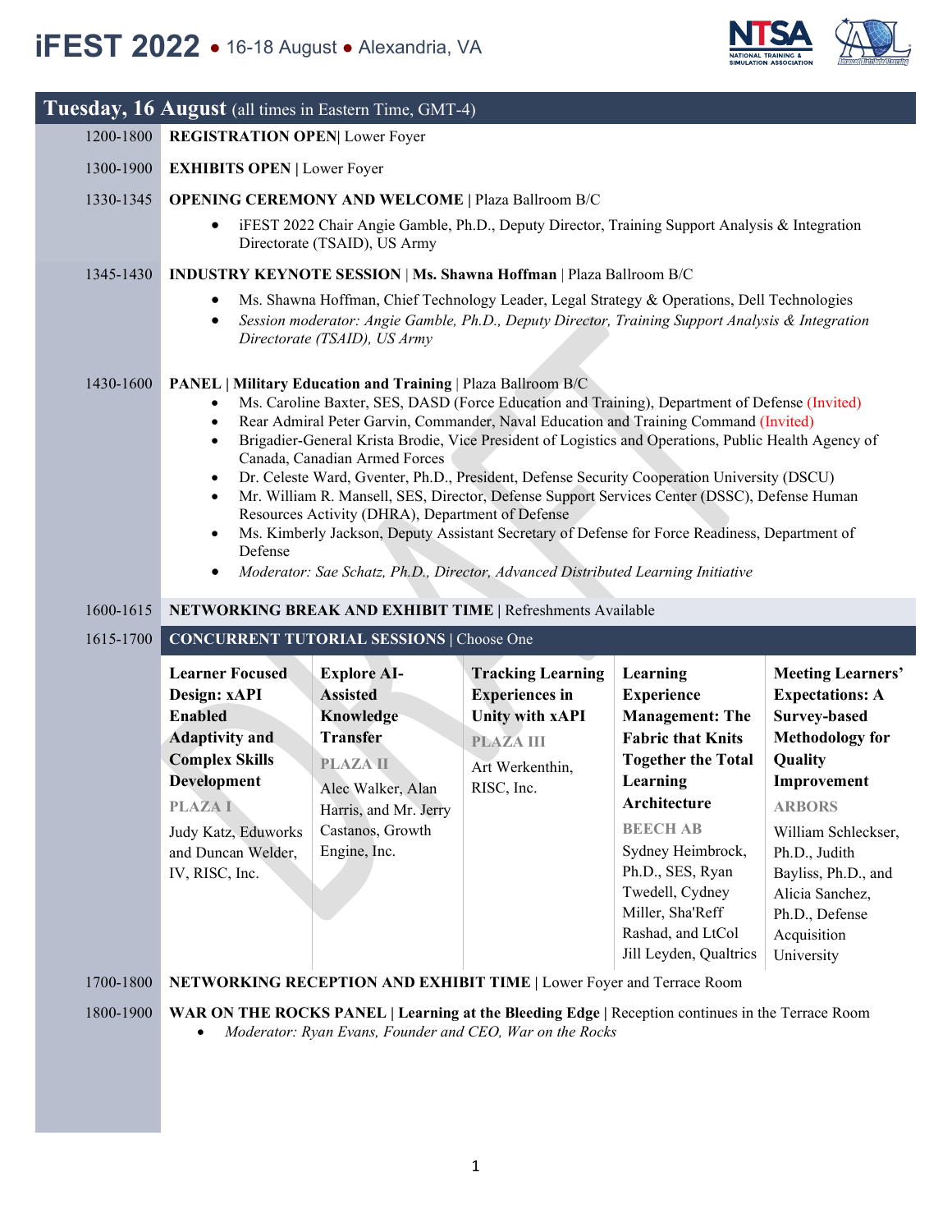# iFEST 2022 ● 16-18 August ● Alexandria, VA

## Tuesday, 16 August (all times in Eastern Time, GMT-4)

**1200-1800** **REGISTRATION OPEN**| Lower Foyer

**1300-1900** **EXHIBITS OPEN** | Lower Foyer

**1330-1345** **OPENING CEREMONY AND WELCOME** | Plaza Ballroom B/C

- iFEST 2022 Chair Angie Gamble, Ph.D., Deputy Director, Training Support Analysis & Integration Directorate (TSAID), US Army

**1345-1430** **INDUSTRY KEYNOTE SESSION** | **Ms. Shawna Hoffman** | Plaza Ballroom B/C

- Ms. Shawna Hoffman, Chief Technology Leader, Legal Strategy & Operations, Dell Technologies
- *Session moderator: Angie Gamble, Ph.D., Deputy Director, Training Support Analysis & Integration Directorate (TSAID), US Army*

**1430-1600** **PANEL | Military Education and Training** | Plaza Ballroom B/C

- Ms. Caroline Baxter, SES, DASD (Force Education and Training), Department of Defense (Invited)
- Rear Admiral Peter Garvin, Commander, Naval Education and Training Command (Invited)
- Brigadier-General Krista Brodie, Vice President of Logistics and Operations, Public Health Agency of Canada, Canadian Armed Forces
- Dr. Celeste Ward, Gventer, Ph.D., President, Defense Security Cooperation University (DSCU)
- Mr. William R. Mansell, SES, Director, Defense Support Services Center (DSSC), Defense Human Resources Activity (DHRA), Department of Defense
- Ms. Kimberly Jackson, Deputy Assistant Secretary of Defense for Force Readiness, Department of Defense
- *Moderator: Sae Schatz, Ph.D., Director, Advanced Distributed Learning Initiative*

**1600-1615** **NETWORKING BREAK AND EXHIBIT TIME** | Refreshments Available

**1615-1700** **CONCURRENT TUTORIAL SESSIONS** | Choose One

| Learner Focused Design: xAPI Enabled Adaptivity and Complex Skills Development | Explore AI-Assisted Knowledge Transfer | Tracking Learning Experiences in Unity with xAPI | Learning Experience Management: The Fabric that Knits Together the Total Learning Architecture | Meeting Learners' Expectations: A Survey-based Methodology for Quality Improvement |
|---|---|---|---|---|
| PLAZA I | PLAZA II | PLAZA III | BEECH AB | ARBORS |
| Judy Katz, Eduworks and Duncan Welder, IV, RISC, Inc. | Alec Walker, Alan Harris, and Mr. Jerry Castanos, Growth Engine, Inc. | Art Werkenthin, RISC, Inc. | Sydney Heimbrock, Ph.D., SES, Ryan Twedell, Cydney Miller, Sha'Reff Rashad, and LtCol Jill Leyden, Qualtrics | William Schleckser, Ph.D., Judith Bayliss, Ph.D., and Alicia Sanchez, Ph.D., Defense Acquisition University |

**1700-1800** **NETWORKING RECEPTION AND EXHIBIT TIME** | Lower Foyer and Terrace Room

**1800-1900** **WAR ON THE ROCKS PANEL | Learning at the Bleeding Edge** | Reception continues in the Terrace Room

- *Moderator: Ryan Evans, Founder and CEO, War on the Rocks*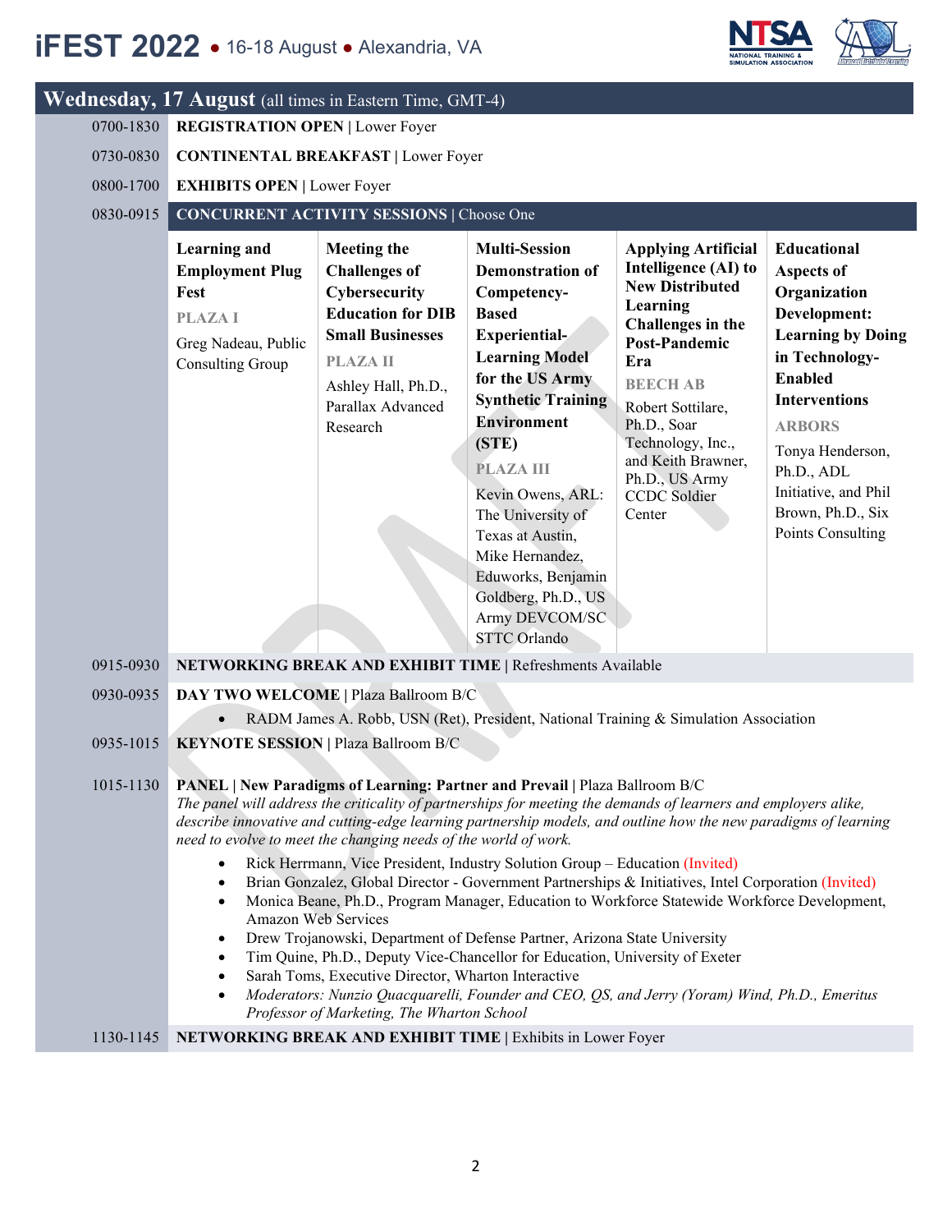## Wednesday, 17 August (all times in Eastern Time, GMT-4)

**0700-1830** **REGISTRATION OPEN** | Lower Foyer

**0730-0830** **CONTINENTAL BREAKFAST** | Lower Foyer

**0800-1700** **EXHIBITS OPEN** | Lower Foyer

**0830-0915** **CONCURRENT ACTIVITY SESSIONS** | Choose One

| Learning and Employment Plug Fest | Meeting the Challenges of Cybersecurity Education for DIB Small Businesses | Multi-Session Demonstration of Competency-Based Experiential-Learning Model for the US Army Synthetic Training Environment (STE) | Applying Artificial Intelligence (AI) to New Distributed Learning Challenges in the Post-Pandemic Era | Educational Aspects of Organization Development: Learning by Doing in Technology-Enabled Interventions |
|---|---|---|---|---|
| PLAZA I | PLAZA II | PLAZA III | BEECH AB | ARBORS |
| Greg Nadeau, Public Consulting Group | Ashley Hall, Ph.D., Parallax Advanced Research | Kevin Owens, ARL: The University of Texas at Austin, Mike Hernandez, Eduworks, Benjamin Goldberg, Ph.D., US Army DEVCOM/SC STTC Orlando | Robert Sottilare, Ph.D., Soar Technology, Inc., and Keith Brawner, Ph.D., US Army CCDC Soldier Center | Tonya Henderson, Ph.D., ADL Initiative, and Phil Brown, Ph.D., Six Points Consulting |

**0915-0930** **NETWORKING BREAK AND EXHIBIT TIME** | Refreshments Available

**0930-0935** **DAY TWO WELCOME** | Plaza Ballroom B/C

- RADM James A. Robb, USN (Ret), President, National Training & Simulation Association

**0935-1015** **KEYNOTE SESSION** | Plaza Ballroom B/C

**1015-1130** **PANEL | New Paradigms of Learning: Partner and Prevail** | Plaza Ballroom B/C

*The panel will address the criticality of partnerships for meeting the demands of learners and employers alike, describe innovative and cutting-edge learning partnership models, and outline how the new paradigms of learning need to evolve to meet the changing needs of the world of work.*

- Rick Herrmann, Vice President, Industry Solution Group – Education (Invited)
- Brian Gonzalez, Global Director - Government Partnerships & Initiatives, Intel Corporation (Invited)
- Monica Beane, Ph.D., Program Manager, Education to Workforce Statewide Workforce Development, Amazon Web Services
- Drew Trojanowski, Department of Defense Partner, Arizona State University
- Tim Quine, Ph.D., Deputy Vice-Chancellor for Education, University of Exeter
- Sarah Toms, Executive Director, Wharton Interactive
- *Moderators: Nunzio Quacquarelli, Founder and CEO, QS, and Jerry (Yoram) Wind, Ph.D., Emeritus Professor of Marketing, The Wharton School*

**1130-1145** **NETWORKING BREAK AND EXHIBIT TIME** | Exhibits in Lower Foyer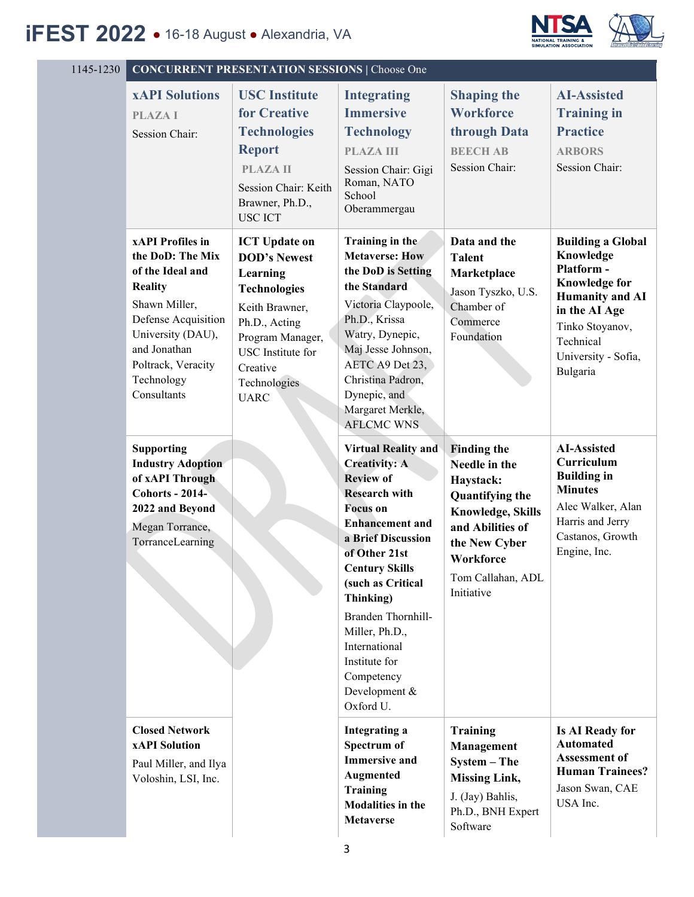| 1145-1230 | CONCURRENT PRESENTATION SESSIONS \| Choose One | | | | |
|---|---|---|---|---|---|
| | **xAPI Solutions**<br>PLAZA I<br>Session Chair: | **USC Institute for Creative Technologies Report**<br>PLAZA II<br>Session Chair: Keith Brawner, Ph.D., USC ICT | **Integrating Immersive Technology**<br>PLAZA III<br>Session Chair: Gigi Roman, NATO School Oberammergau | **Shaping the Workforce through Data**<br>BEECH AB<br>Session Chair: | **AI-Assisted Training in Practice**<br>ARBORS<br>Session Chair: |
| | **xAPI Profiles in the DoD: The Mix of the Ideal and Reality**<br>Shawn Miller, Defense Acquisition University (DAU), and Jonathan Poltrack, Veracity Technology Consultants | **ICT Update on DOD's Newest Learning Technologies**<br>Keith Brawner, Ph.D., Acting Program Manager, USC Institute for Creative Technologies UARC | **Training in the Metaverse: How the DoD is Setting the Standard**<br>Victoria Claypoole, Ph.D., Krissa Watry, Dynepic, Maj Jesse Johnson, AETC A9 Det 23, Christina Padron, Dynepic, and Margaret Merkle, AFLCMC WNS | **Data and the Talent Marketplace**<br>Jason Tyszko, U.S. Chamber of Commerce Foundation | **Building a Global Knowledge Platform - Knowledge for Humanity and AI in the AI Age**<br>Tinko Stoyanov, Technical University - Sofia, Bulgaria |
| | **Supporting Industry Adoption of xAPI Through Cohorts - 2014-2022 and Beyond**<br>Megan Torrance, TorranceLearning | | **Virtual Reality and Creativity: A Review of Research with Focus on Enhancement and a Brief Discussion of Other 21st Century Skills (such as Critical Thinking)**<br>Branden Thornhill-Miller, Ph.D., International Institute for Competency Development & Oxford U. | **Finding the Needle in the Haystack: Quantifying the Knowledge, Skills and Abilities of the New Cyber Workforce**<br>Tom Callahan, ADL Initiative | **AI-Assisted Curriculum Building in Minutes**<br>Alec Walker, Alan Harris and Jerry Castanos, Growth Engine, Inc. |
| | **Closed Network xAPI Solution**<br>Paul Miller, and Ilya Voloshin, LSI, Inc. | | **Integrating a Spectrum of Immersive and Augmented Training Modalities in the Metaverse** | **Training Management System – The Missing Link,**<br>J. (Jay) Bahlis, Ph.D., BNH Expert Software | **Is AI Ready for Automated Assessment of Human Trainees?**<br>Jason Swan, CAE USA Inc. |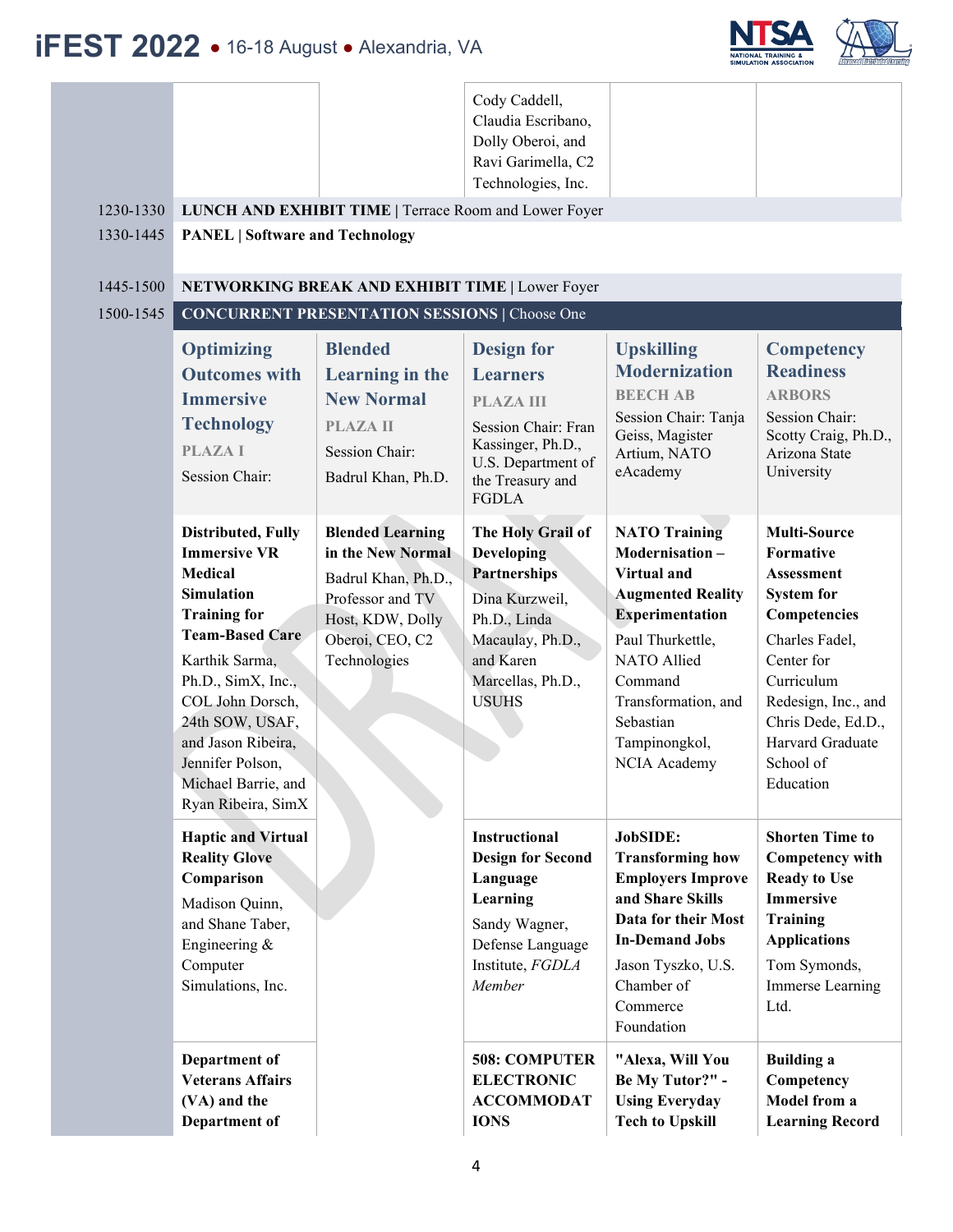| | | | | | |
|---|---|---|---|---|---|
| | | | Cody Caddell, Claudia Escribano, Dolly Oberoi, and Ravi Garimella, C2 Technologies, Inc. | | |
| 1230-1330 | **LUNCH AND EXHIBIT TIME** \| Terrace Room and Lower Foyer | | | | |
| 1330-1445 | **PANEL \| Software and Technology** | | | | |
| 1445-1500 | **NETWORKING BREAK AND EXHIBIT TIME** \| Lower Foyer | | | | |
| 1500-1545 | **CONCURRENT PRESENTATION SESSIONS** \| Choose One | | | | |
| | **Optimizing Outcomes with Immersive Technology**<br>PLAZA I<br>Session Chair: | **Blended Learning in the New Normal**<br>PLAZA II<br>Session Chair: Badrul Khan, Ph.D. | **Design for Learners**<br>PLAZA III<br>Session Chair: Fran Kassinger, Ph.D., U.S. Department of the Treasury and FGDLA | **Upskilling Modernization**<br>BEECH AB<br>Session Chair: Tanja Geiss, Magister Artium, NATO eAcademy | **Competency Readiness**<br>ARBORS<br>Session Chair: Scotty Craig, Ph.D., Arizona State University |
| | **Distributed, Fully Immersive VR Medical Simulation Training for Team-Based Care**<br>Karthik Sarma, Ph.D., SimX, Inc., COL John Dorsch, 24th SOW, USAF, and Jason Ribeira, Jennifer Polson, Michael Barrie, and Ryan Ribeira, SimX | **Blended Learning in the New Normal**<br>Badrul Khan, Ph.D., Professor and TV Host, KDW, Dolly Oberoi, CEO, C2 Technologies | **The Holy Grail of Developing Partnerships**<br>Dina Kurzweil, Ph.D., Linda Macaulay, Ph.D., and Karen Marcellas, Ph.D., USUHS | **NATO Training Modernisation – Virtual and Augmented Reality Experimentation**<br>Paul Thurkettle, NATO Allied Command Transformation, and Sebastian Tampinongkol, NCIA Academy | **Multi-Source Formative Assessment System for Competencies**<br>Charles Fadel, Center for Curriculum Redesign, Inc., and Chris Dede, Ed.D., Harvard Graduate School of Education |
| | **Haptic and Virtual Reality Glove Comparison**<br>Madison Quinn, and Shane Taber, Engineering & Computer Simulations, Inc. | | **Instructional Design for Second Language Learning**<br>Sandy Wagner, Defense Language Institute, *FGDLA Member* | **JobSIDE: Transforming how Employers Improve and Share Skills Data for their Most In-Demand Jobs**<br>Jason Tyszko, U.S. Chamber of Commerce Foundation | **Shorten Time to Competency with Ready to Use Immersive Training Applications**<br>Tom Symonds, Immerse Learning Ltd. |
| | **Department of Veterans Affairs (VA) and the Department of** | | **508: COMPUTER ELECTRONIC ACCOMMODATIONS** | **"Alexa, Will You Be My Tutor?" - Using Everyday Tech to Upskill** | **Building a Competency Model from a Learning Record** |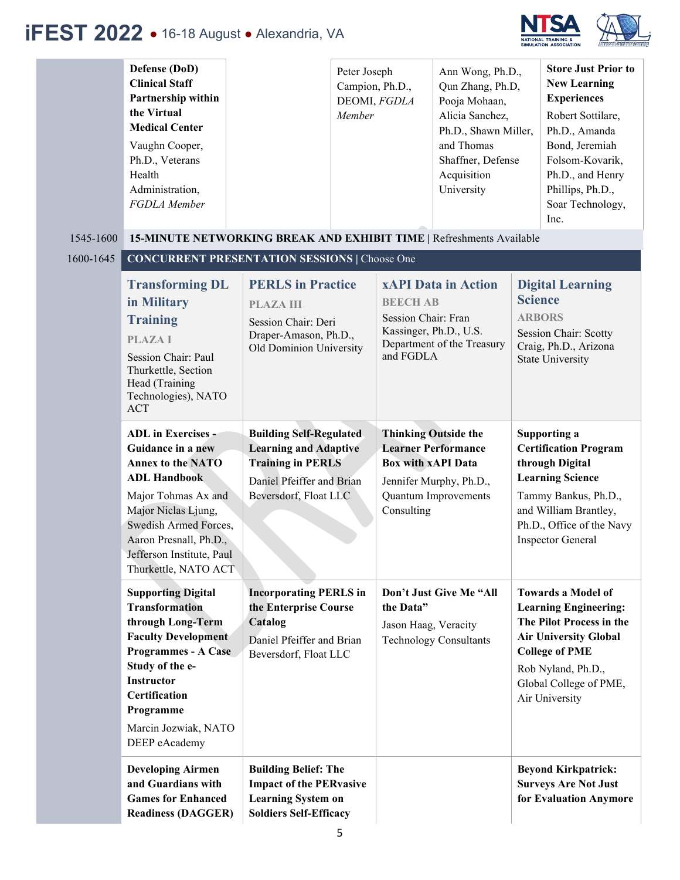| | | | | | |
|---|---|---|---|---|---|
| | **Defense (DoD) Clinical Staff Partnership within the Virtual Medical Center** Vaughn Cooper, Ph.D., Veterans Health Administration, *FGDLA Member* | | Peter Joseph Campion, Ph.D., DEOMI, *FGDLA Member* | Ann Wong, Ph.D., Qun Zhang, Ph.D, Pooja Mohaan, Alicia Sanchez, Ph.D., Shawn Miller, and Thomas Shaffner, Defense Acquisition University | **Store Just Prior to New Learning Experiences** Robert Sottilare, Ph.D., Amanda Bond, Jeremiah Folsom-Kovarik, Ph.D., and Henry Phillips, Ph.D., Soar Technology, Inc. |
| 1545-1600 | **15-MINUTE NETWORKING BREAK AND EXHIBIT TIME \|** Refreshments Available | | | | |
| 1600-1645 | **CONCURRENT PRESENTATION SESSIONS \|** Choose One | | | | |
| | **Transforming DL in Military Training** PLAZA I Session Chair: Paul Thurkettle, Section Head (Training Technologies), NATO ACT | **PERLS in Practice** PLAZA III Session Chair: Deri Draper-Amason, Ph.D., Old Dominion University | **xAPI Data in Action** BEECH AB Session Chair: Fran Kassinger, Ph.D., U.S. Department of the Treasury and FGDLA | **Digital Learning Science** ARBORS Session Chair: Scotty Craig, Ph.D., Arizona State University | |
| | **ADL in Exercises - Guidance in a new Annex to the NATO ADL Handbook** Major Tohmas Ax and Major Niclas Ljung, Swedish Armed Forces, Aaron Presnall, Ph.D., Jefferson Institute, Paul Thurkettle, NATO ACT | **Building Self-Regulated Learning and Adaptive Training in PERLS** Daniel Pfeiffer and Brian Beversdorf, Float LLC | **Thinking Outside the Learner Performance Box with xAPI Data** Jennifer Murphy, Ph.D., Quantum Improvements Consulting | **Supporting a Certification Program through Digital Learning Science** Tammy Bankus, Ph.D., and William Brantley, Ph.D., Office of the Navy Inspector General | |
| | **Supporting Digital Transformation through Long-Term Faculty Development Programmes - A Case Study of the e-Instructor Certification Programme** Marcin Jozwiak, NATO DEEP eAcademy | **Incorporating PERLS in the Enterprise Course Catalog** Daniel Pfeiffer and Brian Beversdorf, Float LLC | **Don't Just Give Me "All the Data"** Jason Haag, Veracity Technology Consultants | **Towards a Model of Learning Engineering: The Pilot Process in the Air University Global College of PME** Rob Nyland, Ph.D., Global College of PME, Air University | |
| | **Developing Airmen and Guardians with Games for Enhanced Readiness (DAGGER)** | **Building Belief: The Impact of the PERvasive Learning System on Soldiers Self-Efficacy** | | **Beyond Kirkpatrick: Surveys Are Not Just for Evaluation Anymore** | |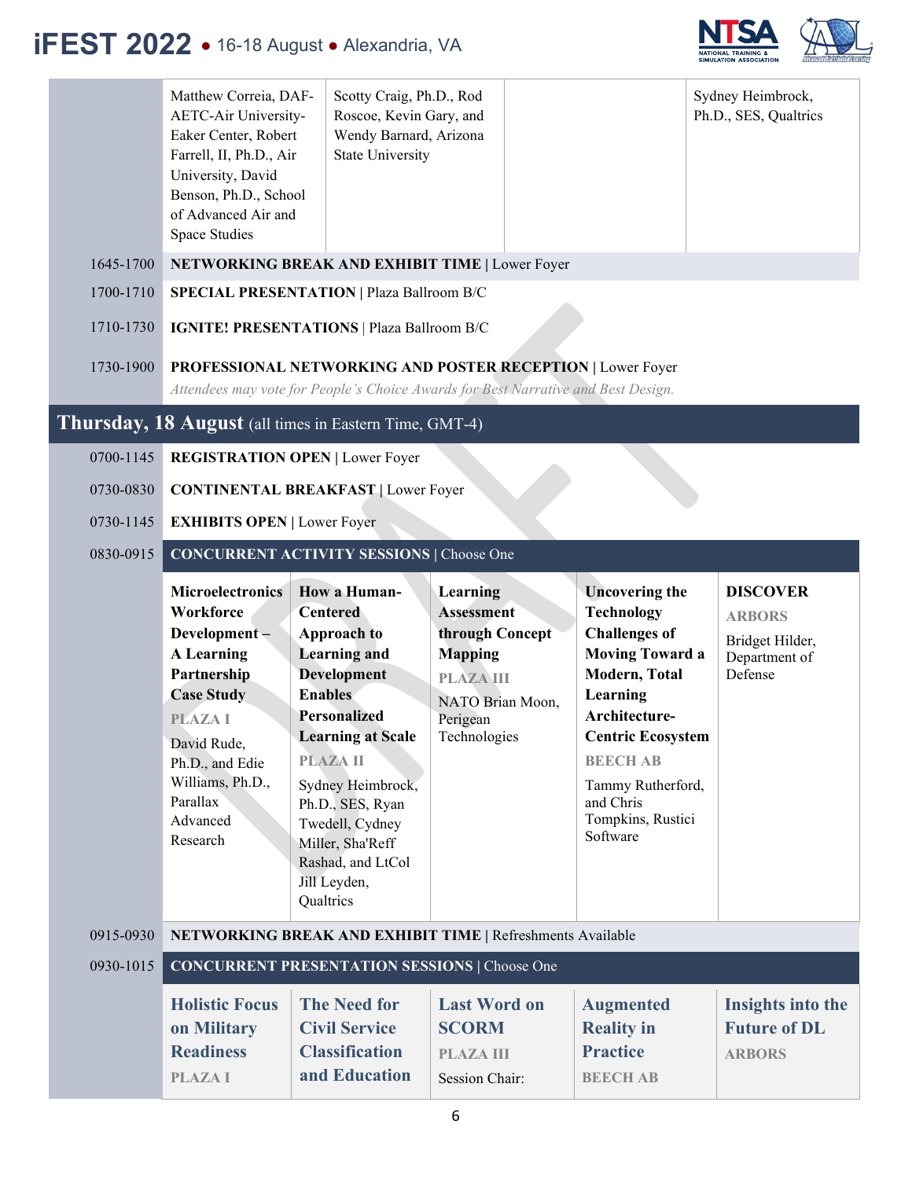| | | | | |
|---|---|---|---|---|
| Matthew Correia, DAF-AETC-Air University-Eaker Center, Robert Farrell, II, Ph.D., Air University, David Benson, Ph.D., School of Advanced Air and Space Studies | Scotty Craig, Ph.D., Rod Roscoe, Kevin Gary, and Wendy Barnard, Arizona State University | | | Sydney Heimbrock, Ph.D., SES, Qualtrics |

1645-1700 **NETWORKING BREAK AND EXHIBIT TIME** | Lower Foyer

1700-1710 **SPECIAL PRESENTATION** | Plaza Ballroom B/C

1710-1730 **IGNITE! PRESENTATIONS** | Plaza Ballroom B/C

1730-1900 **PROFESSIONAL NETWORKING AND POSTER RECEPTION** | Lower Foyer
*Attendees may vote for People's Choice Awards for Best Narrative and Best Design.*

## Thursday, 18 August (all times in Eastern Time, GMT-4)

0700-1145 **REGISTRATION OPEN** | Lower Foyer

0730-0830 **CONTINENTAL BREAKFAST** | Lower Foyer

0730-1145 **EXHIBITS OPEN** | Lower Foyer

0830-0915 **CONCURRENT ACTIVITY SESSIONS** | Choose One

| | | | | |
|---|---|---|---|---|
| **Microelectronics Workforce Development – A Learning Partnership Case Study**<br>PLAZA I<br>David Rude, Ph.D., and Edie Williams, Ph.D., Parallax Advanced Research | **How a Human-Centered Approach to Learning and Development Enables Personalized Learning at Scale**<br>PLAZA II<br>Sydney Heimbrock, Ph.D., SES, Ryan Twedell, Cydney Miller, Sha'Reff Rashad, and LtCol Jill Leyden, Qualtrics | **Learning Assessment through Concept Mapping**<br>PLAZA III<br>NATO Brian Moon, Perigean Technologies | **Uncovering the Technology Challenges of Moving Toward a Modern, Total Learning Architecture-Centric Ecosystem**<br>BEECH AB<br>Tammy Rutherford, and Chris Tompkins, Rustici Software | **DISCOVER**<br>ARBORS<br>Bridget Hilder, Department of Defense |

0915-0930 **NETWORKING BREAK AND EXHIBIT TIME** | Refreshments Available

0930-1015 **CONCURRENT PRESENTATION SESSIONS** | Choose One

| | | | | |
|---|---|---|---|---|
| **Holistic Focus on Military Readiness**<br>PLAZA I | **The Need for Civil Service Classification and Education** | **Last Word on SCORM**<br>PLAZA III<br>Session Chair: | **Augmented Reality in Practice**<br>BEECH AB | **Insights into the Future of DL**<br>ARBORS |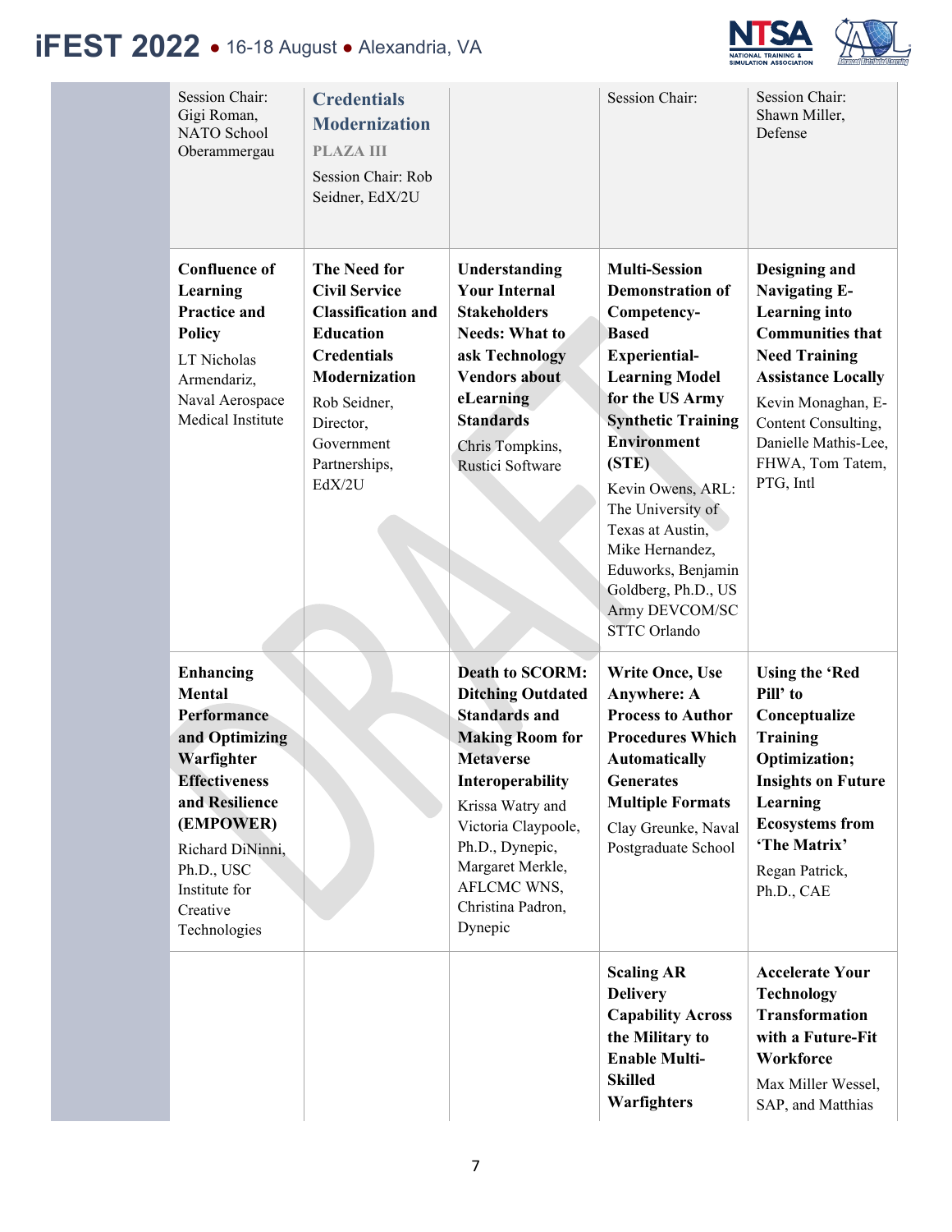| | | | | | |
|---|---|---|---|---|---|
| | Session Chair: Gigi Roman, NATO School Oberammergau | **Credentials Modernization** PLAZA III Session Chair: Rob Seidner, EdX/2U | | Session Chair: | Session Chair: Shawn Miller, Defense |
| | **Confluence of Learning Practice and Policy** LT Nicholas Armendariz, Naval Aerospace Medical Institute | **The Need for Civil Service Classification and Education Credentials Modernization** Rob Seidner, Director, Government Partnerships, EdX/2U | **Understanding Your Internal Stakeholders Needs: What to ask Technology Vendors about eLearning Standards** Chris Tompkins, Rustici Software | **Multi-Session Demonstration of Competency-Based Experiential-Learning Model for the US Army Synthetic Training Environment (STE)** Kevin Owens, ARL: The University of Texas at Austin, Mike Hernandez, Eduworks, Benjamin Goldberg, Ph.D., US Army DEVCOM/SC STTC Orlando | **Designing and Navigating E-Learning into Communities that Need Training Assistance Locally** Kevin Monaghan, E-Content Consulting, Danielle Mathis-Lee, FHWA, Tom Tatem, PTG, Intl |
| | **Enhancing Mental Performance and Optimizing Warfighter Effectiveness and Resilience (EMPOWER)** Richard DiNinni, Ph.D., USC Institute for Creative Technologies | | **Death to SCORM: Ditching Outdated Standards and Making Room for Metaverse Interoperability** Krissa Watry and Victoria Claypoole, Ph.D., Dynepic, Margaret Merkle, AFLCMC WNS, Christina Padron, Dynepic | **Write Once, Use Anywhere: A Process to Author Procedures Which Automatically Generates Multiple Formats** Clay Greunke, Naval Postgraduate School | **Using the 'Red Pill' to Conceptualize Training Optimization; Insights on Future Learning Ecosystems from 'The Matrix'** Regan Patrick, Ph.D., CAE |
| | | | | **Scaling AR Delivery Capability Across the Military to Enable Multi-Skilled Warfighters** | **Accelerate Your Technology Transformation with a Future-Fit Workforce** Max Miller Wessel, SAP, and Matthias |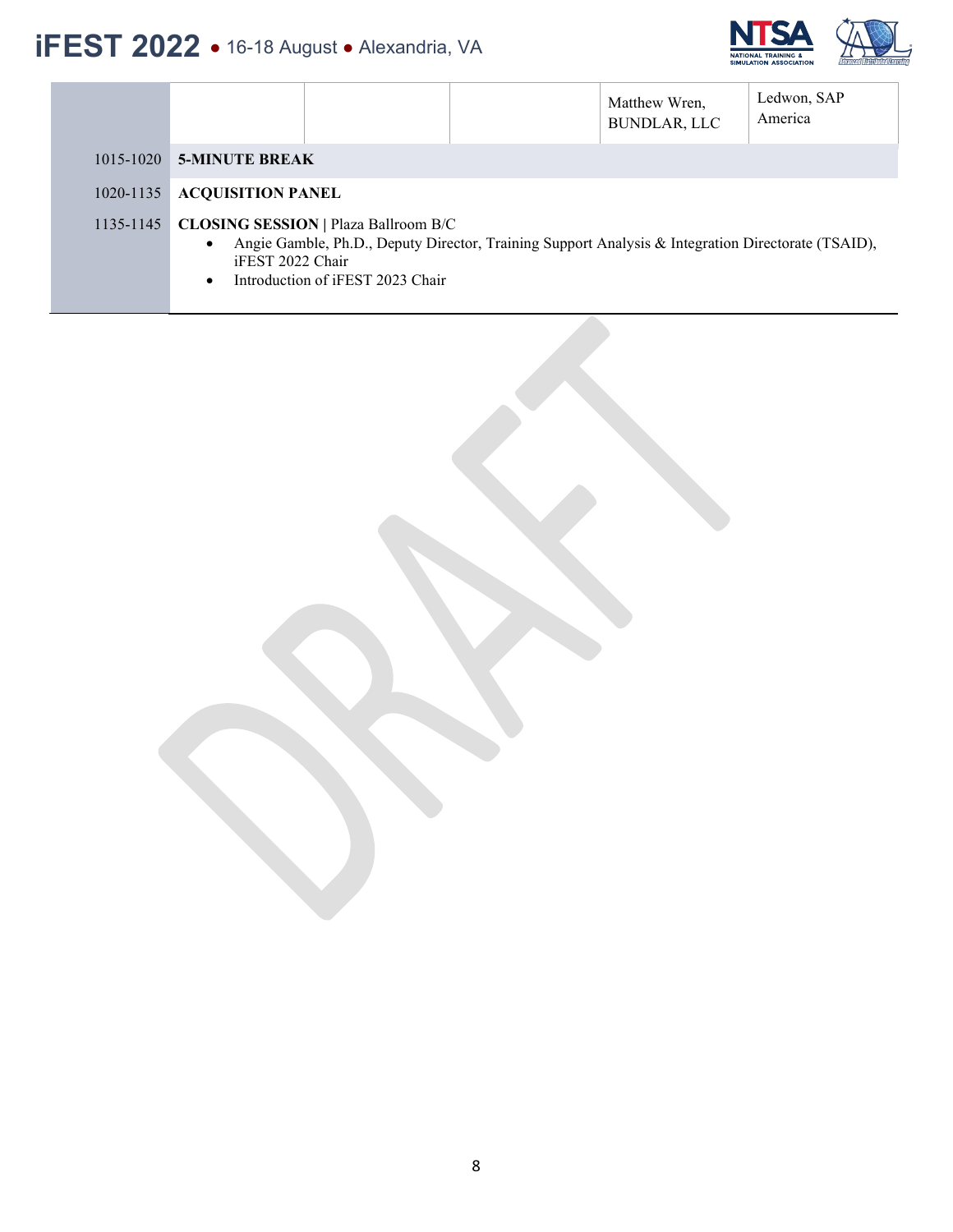| | | | | | |
|---|---|---|---|---|---|
| | | | | Matthew Wren, BUNDLAR, LLC | Ledwon, SAP America |
| 1015-1020 | **5-MINUTE BREAK** | | | | |
| 1020-1135 | **ACQUISITION PANEL** | | | | |
| 1135-1145 | **CLOSING SESSION** \| Plaza Ballroom B/C<br>• Angie Gamble, Ph.D., Deputy Director, Training Support Analysis & Integration Directorate (TSAID), iFEST 2022 Chair<br>• Introduction of iFEST 2023 Chair | | | | |

DRAFT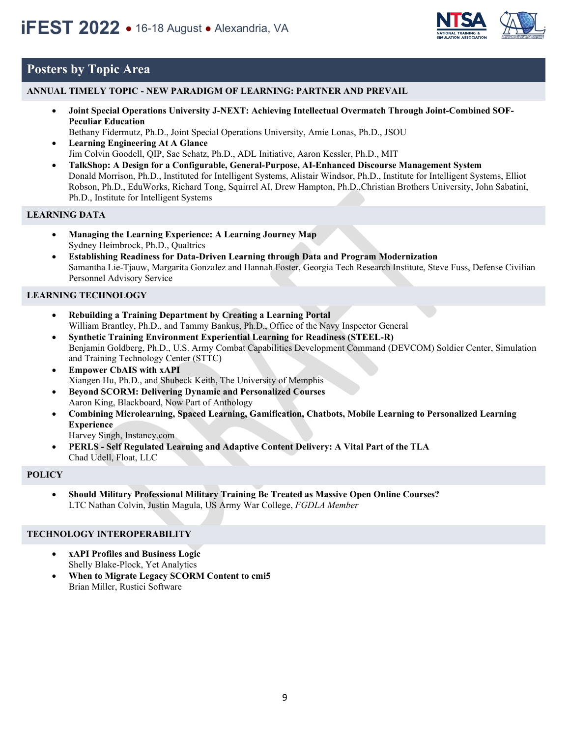## Posters by Topic Area

### ANNUAL TIMELY TOPIC - NEW PARADIGM OF LEARNING: PARTNER AND PREVAIL

- **Joint Special Operations University J-NEXT: Achieving Intellectual Overmatch Through Joint-Combined SOF-Peculiar Education**
  Bethany Fidermutz, Ph.D., Joint Special Operations University, Amie Lonas, Ph.D., JSOU
- **Learning Engineering At A Glance**
  Jim Colvin Goodell, QIP, Sae Schatz, Ph.D., ADL Initiative, Aaron Kessler, Ph.D., MIT
- **TalkShop: A Design for a Configurable, General-Purpose, AI-Enhanced Discourse Management System**
  Donald Morrison, Ph.D., Instituted for Intelligent Systems, Alistair Windsor, Ph.D., Institute for Intelligent Systems, Elliot Robson, Ph.D., EduWorks, Richard Tong, Squirrel AI, Drew Hampton, Ph.D.,Christian Brothers University, John Sabatini, Ph.D., Institute for Intelligent Systems

### LEARNING DATA

- **Managing the Learning Experience: A Learning Journey Map**
  Sydney Heimbrock, Ph.D., Qualtrics
- **Establishing Readiness for Data-Driven Learning through Data and Program Modernization**
  Samantha Lie-Tjauw, Margarita Gonzalez and Hannah Foster, Georgia Tech Research Institute, Steve Fuss, Defense Civilian Personnel Advisory Service

### LEARNING TECHNOLOGY

- **Rebuilding a Training Department by Creating a Learning Portal**
  William Brantley, Ph.D., and Tammy Bankus, Ph.D., Office of the Navy Inspector General
- **Synthetic Training Environment Experiential Learning for Readiness (STEEL-R)**
  Benjamin Goldberg, Ph.D., U.S. Army Combat Capabilities Development Command (DEVCOM) Soldier Center, Simulation and Training Technology Center (STTC)
- **Empower CbAIS with xAPI**
  Xiangen Hu, Ph.D., and Shubeck Keith, The University of Memphis
- **Beyond SCORM: Delivering Dynamic and Personalized Courses**
  Aaron King, Blackboard, Now Part of Anthology
- **Combining Microlearning, Spaced Learning, Gamification, Chatbots, Mobile Learning to Personalized Learning Experience**
  Harvey Singh, Instancy.com
- **PERLS - Self Regulated Learning and Adaptive Content Delivery: A Vital Part of the TLA**
  Chad Udell, Float, LLC

### POLICY

- **Should Military Professional Military Training Be Treated as Massive Open Online Courses?**
  LTC Nathan Colvin, Justin Magula, US Army War College, *FGDLA Member*

### TECHNOLOGY INTEROPERABILITY

- **xAPI Profiles and Business Logic**
  Shelly Blake-Plock, Yet Analytics
- **When to Migrate Legacy SCORM Content to cmi5**
  Brian Miller, Rustici Software